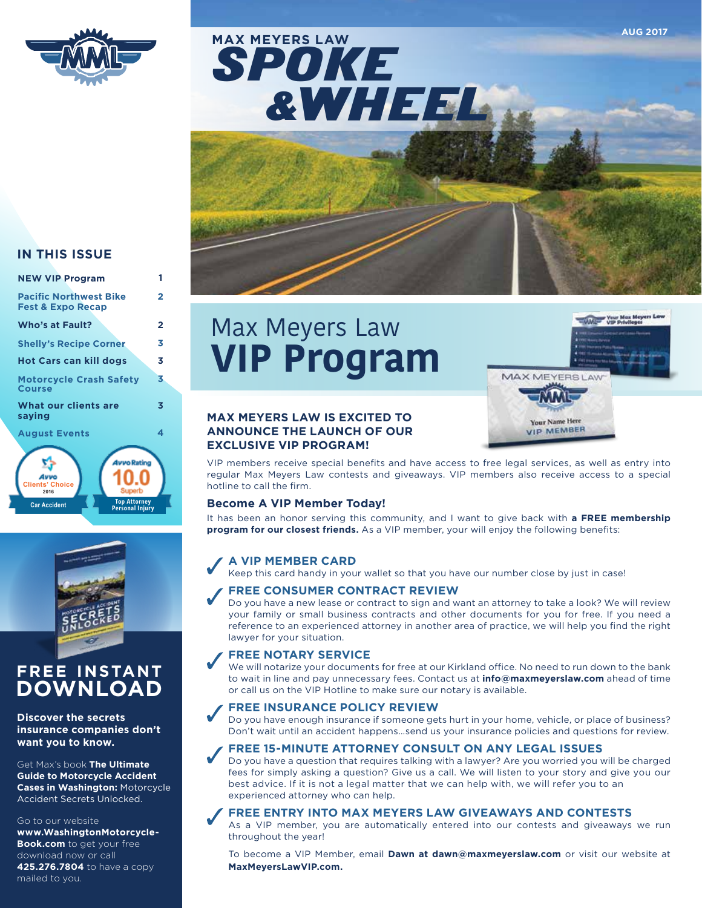# MAX MEYERS LAW SPOKE & WHEEL

AUG 2017

## IN THIS ISSUE

| | |
|---|---|
| NEW VIP Program | 1 |
| Pacific Northwest Bike Fest & Expo Recap | 2 |
| Who's at Fault? | 2 |
| Shelly's Recipe Corner | 3 |
| Hot Cars can kill dogs | 3 |
| Motorcycle Crash Safety Course | 3 |
| What our clients are saying | 3 |
| August Events | 4 |

Avvo Clients' Choice 2016 Car Accident

Avvo Rating 10.0 Superb Top Attorney Personal Injury

## FREE INSTANT DOWNLOAD

**Discover the secrets insurance companies don't want you to know.**

Get Max's book **The Ultimate Guide to Motorcycle Accident Cases in Washington:** Motorcycle Accident Secrets Unlocked.

Go to our website **www.WashingtonMotorcycle-Book.com** to get your free download now or call **425.276.7804** to have a copy mailed to you.

# Max Meyers Law **VIP Program**

### MAX MEYERS LAW IS EXCITED TO ANNOUNCE THE LAUNCH OF OUR EXCLUSIVE VIP PROGRAM!

VIP members receive special benefits and have access to free legal services, as well as entry into regular Max Meyers Law contests and giveaways. VIP members also receive access to a special hotline to call the firm.

### Become A VIP Member Today!

It has been an honor serving this community, and I want to give back with **a FREE membership program for our closest friends.** As a VIP member, your will enjoy the following benefits:

✓ **A VIP MEMBER CARD**
Keep this card handy in your wallet so that you have our number close by just in case!

✓ **FREE CONSUMER CONTRACT REVIEW**
Do you have a new lease or contract to sign and want an attorney to take a look? We will review your family or small business contracts and other documents for you for free. If you need a reference to an experienced attorney in another area of practice, we will help you find the right lawyer for your situation.

✓ **FREE NOTARY SERVICE**
We will notarize your documents for free at our Kirkland office. No need to run down to the bank to wait in line and pay unnecessary fees. Contact us at **info@maxmeyerslaw.com** ahead of time or call us on the VIP Hotline to make sure our notary is available.

✓ **FREE INSURANCE POLICY REVIEW**
Do you have enough insurance if someone gets hurt in your home, vehicle, or place of business? Don't wait until an accident happens...send us your insurance policies and questions for review.

✓ **FREE 15-MINUTE ATTORNEY CONSULT ON ANY LEGAL ISSUES**
Do you have a question that requires talking with a lawyer? Are you worried you will be charged fees for simply asking a question? Give us a call. We will listen to your story and give you our best advice. If it is not a legal matter that we can help with, we will refer you to an experienced attorney who can help.

✓ **FREE ENTRY INTO MAX MEYERS LAW GIVEAWAYS AND CONTESTS**
As a VIP member, you are automatically entered into our contests and giveaways we run throughout the year!

To become a VIP Member, email **Dawn at dawn@maxmeyerslaw.com** or visit our website at **MaxMeyersLawVIP.com.**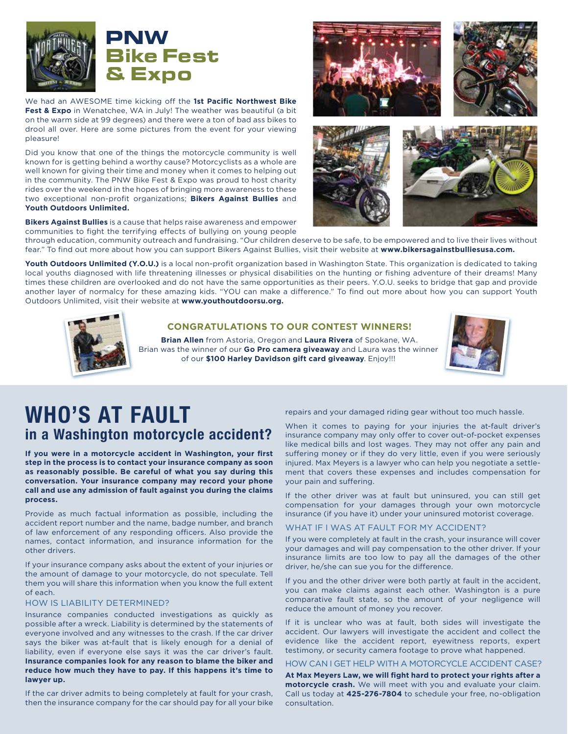# PNW Bike Fest & Expo

We had an AWESOME time kicking off the **1st Pacific Northwest Bike Fest & Expo** in Wenatchee, WA in July! The weather was beautiful (a bit on the warm side at 99 degrees) and there were a ton of bad ass bikes to drool all over. Here are some pictures from the event for your viewing pleasure!

Did you know that one of the things the motorcycle community is well known for is getting behind a worthy cause? Motorcyclists as a whole are well known for giving their time and money when it comes to helping out in the community. The PNW Bike Fest & Expo was proud to host charity rides over the weekend in the hopes of bringing more awareness to these two exceptional non-profit organizations; **Bikers Against Bullies** and **Youth Outdoors Unlimited.**

**Bikers Against Bullies** is a cause that helps raise awareness and empower communities to fight the terrifying effects of bullying on young people through education, community outreach and fundraising. "Our children deserve to be safe, to be empowered and to live their lives without fear." To find out more about how you can support Bikers Against Bullies, visit their website at **www.bikersagainstbulliesusa.com.**

**Youth Outdoors Unlimited (Y.O.U.)** is a local non-profit organization based in Washington State. This organization is dedicated to taking local youths diagnosed with life threatening illnesses or physical disabilities on the hunting or fishing adventure of their dreams! Many times these children are overlooked and do not have the same opportunities as their peers. Y.O.U. seeks to bridge that gap and provide another layer of normalcy for these amazing kids. "YOU can make a difference." To find out more about how you can support Youth Outdoors Unlimited, visit their website at **www.youthoutdoorsu.org.**

### CONGRATULATIONS TO OUR CONTEST WINNERS!

**Brian Allen** from Astoria, Oregon and **Laura Rivera** of Spokane, WA. Brian was the winner of our **Go Pro camera giveaway** and Laura was the winner of our **$100 Harley Davidson gift card giveaway**. Enjoy!!!

# WHO'S AT FAULT
## in a Washington motorcycle accident?

**If you were in a motorcycle accident in Washington, your first step in the process is to contact your insurance company as soon as reasonably possible. Be careful of what you say during this conversation. Your insurance company may record your phone call and use any admission of fault against you during the claims process.**

Provide as much factual information as possible, including the accident report number and the name, badge number, and branch of law enforcement of any responding officers. Also provide the names, contact information, and insurance information for the other drivers.

If your insurance company asks about the extent of your injuries or the amount of damage to your motorcycle, do not speculate. Tell them you will share this information when you know the full extent of each.

### HOW IS LIABILITY DETERMINED?

Insurance companies conducted investigations as quickly as possible after a wreck. Liability is determined by the statements of everyone involved and any witnesses to the crash. If the car driver says the biker was at-fault that is likely enough for a denial of liability, even if everyone else says it was the car driver's fault. **Insurance companies look for any reason to blame the biker and reduce how much they have to pay. If this happens it's time to lawyer up.**

If the car driver admits to being completely at fault for your crash, then the insurance company for the car should pay for all your bike repairs and your damaged riding gear without too much hassle.

When it comes to paying for your injuries the at-fault driver's insurance company may only offer to cover out-of-pocket expenses like medical bills and lost wages. They may not offer any pain and suffering money or if they do very little, even if you were seriously injured. Max Meyers is a lawyer who can help you negotiate a settlement that covers these expenses and includes compensation for your pain and suffering.

If the other driver was at fault but uninsured, you can still get compensation for your damages through your own motorcycle insurance (if you have it) under your uninsured motorist coverage.

### WHAT IF I WAS AT FAULT FOR MY ACCIDENT?

If you were completely at fault in the crash, your insurance will cover your damages and will pay compensation to the other driver. If your insurance limits are too low to pay all the damages of the other driver, he/she can sue you for the difference.

If you and the other driver were both partly at fault in the accident, you can make claims against each other. Washington is a pure comparative fault state, so the amount of your negligence will reduce the amount of money you recover.

If it is unclear who was at fault, both sides will investigate the accident. Our lawyers will investigate the accident and collect the evidence like the accident report, eyewitness reports, expert testimony, or security camera footage to prove what happened.

### HOW CAN I GET HELP WITH A MOTORCYCLE ACCIDENT CASE?

**At Max Meyers Law, we will fight hard to protect your rights after a motorcycle crash.** We will meet with you and evaluate your claim. Call us today at **425-276-7804** to schedule your free, no-obligation consultation.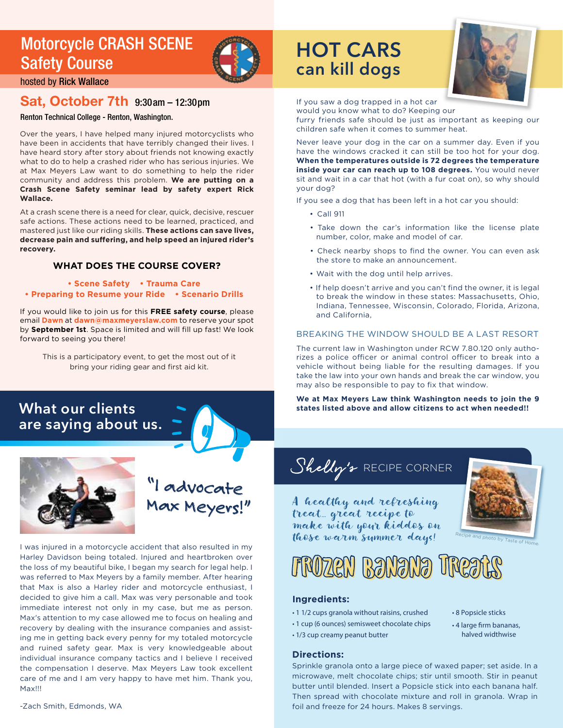# Motorcycle CRASH SCENE Safety Course

hosted by Rick Wallace

## Sat, October 7th 9:30am – 12:30pm

Renton Technical College - Renton, Washington.

Over the years, I have helped many injured motorcyclists who have been in accidents that have terribly changed their lives. I have heard story after story about friends not knowing exactly what to do to help a crashed rider who has serious injuries. We at Max Meyers Law want to do something to help the rider community and address this problem. **We are putting on a Crash Scene Safety seminar lead by safety expert Rick Wallace.**

At a crash scene there is a need for clear, quick, decisive, rescuer safe actions. These actions need to be learned, practiced, and mastered just like our riding skills. **These actions can save lives, decrease pain and suffering, and help speed an injured rider's recovery.**

### WHAT DOES THE COURSE COVER?

- Scene Safety
- Trauma Care
- Preparing to Resume your Ride
- Scenario Drills

If you would like to join us for this **FREE safety course**, please email **Dawn** at **dawn@maxmeyerslaw.com** to reserve your spot by **September 1st**. Space is limited and will fill up fast! We look forward to seeing you there!

This is a participatory event, to get the most out of it bring your riding gear and first aid kit.

## What our clients are saying about us.

"I advocate Max Meyers!"

I was injured in a motorcycle accident that also resulted in my Harley Davidson being totaled. Injured and heartbroken over the loss of my beautiful bike, I began my search for legal help. I was referred to Max Meyers by a family member. After hearing that Max is also a Harley rider and motorcycle enthusiast, I decided to give him a call. Max was very personable and took immediate interest not only in my case, but me as person. Max's attention to my case allowed me to focus on healing and recovery by dealing with the insurance companies and assisting me in getting back every penny for my totaled motorcycle and ruined safety gear. Max is very knowledgeable about individual insurance company tactics and I believe I received the compensation I deserve. Max Meyers Law took excellent care of me and I am very happy to have met him. Thank you, Max!!!

-Zach Smith, Edmonds, WA

# HOT CARS can kill dogs

If you saw a dog trapped in a hot car would you know what to do? Keeping our furry friends safe should be just as important as keeping our children safe when it comes to summer heat.

Never leave your dog in the car on a summer day. Even if you have the windows cracked it can still be too hot for your dog. **When the temperatures outside is 72 degrees the temperature inside your car can reach up to 108 degrees.** You would never sit and wait in a car that hot (with a fur coat on), so why should your dog?

If you see a dog that has been left in a hot car you should:

- Call 911
- Take down the car's information like the license plate number, color, make and model of car.
- Check nearby shops to find the owner. You can even ask the store to make an announcement.
- Wait with the dog until help arrives.
- If help doesn't arrive and you can't find the owner, it is legal to break the window in these states: Massachusetts, Ohio, Indiana, Tennessee, Wisconsin, Colorado, Florida, Arizona, and California,

### BREAKING THE WINDOW SHOULD BE A LAST RESORT

The current law in Washington under RCW 7.80.120 only authorizes a police officer or animal control officer to break into a vehicle without being liable for the resulting damages. If you take the law into your own hands and break the car window, you may also be responsible to pay to fix that window.

**We at Max Meyers Law think Washington needs to join the 9 states listed above and allow citizens to act when needed!!**

## Shelly's RECIPE CORNER

*A healthy and refreshing treat... great recipe to make with your kiddos on those warm summer days!*

Recipe and photo by Taste of Home.

### FROZEN BANANA TREATS

**Ingredients:**

- 1 1/2 cups granola without raisins, crushed
- 1 cup (6 ounces) semisweet chocolate chips
- 1/3 cup creamy peanut butter
- 8 Popsicle sticks
- 4 large firm bananas, halved widthwise

**Directions:**

Sprinkle granola onto a large piece of waxed paper; set aside. In a microwave, melt chocolate chips; stir until smooth. Stir in peanut butter until blended. Insert a Popsicle stick into each banana half. Then spread with chocolate mixture and roll in granola. Wrap in foil and freeze for 24 hours. Makes 8 servings.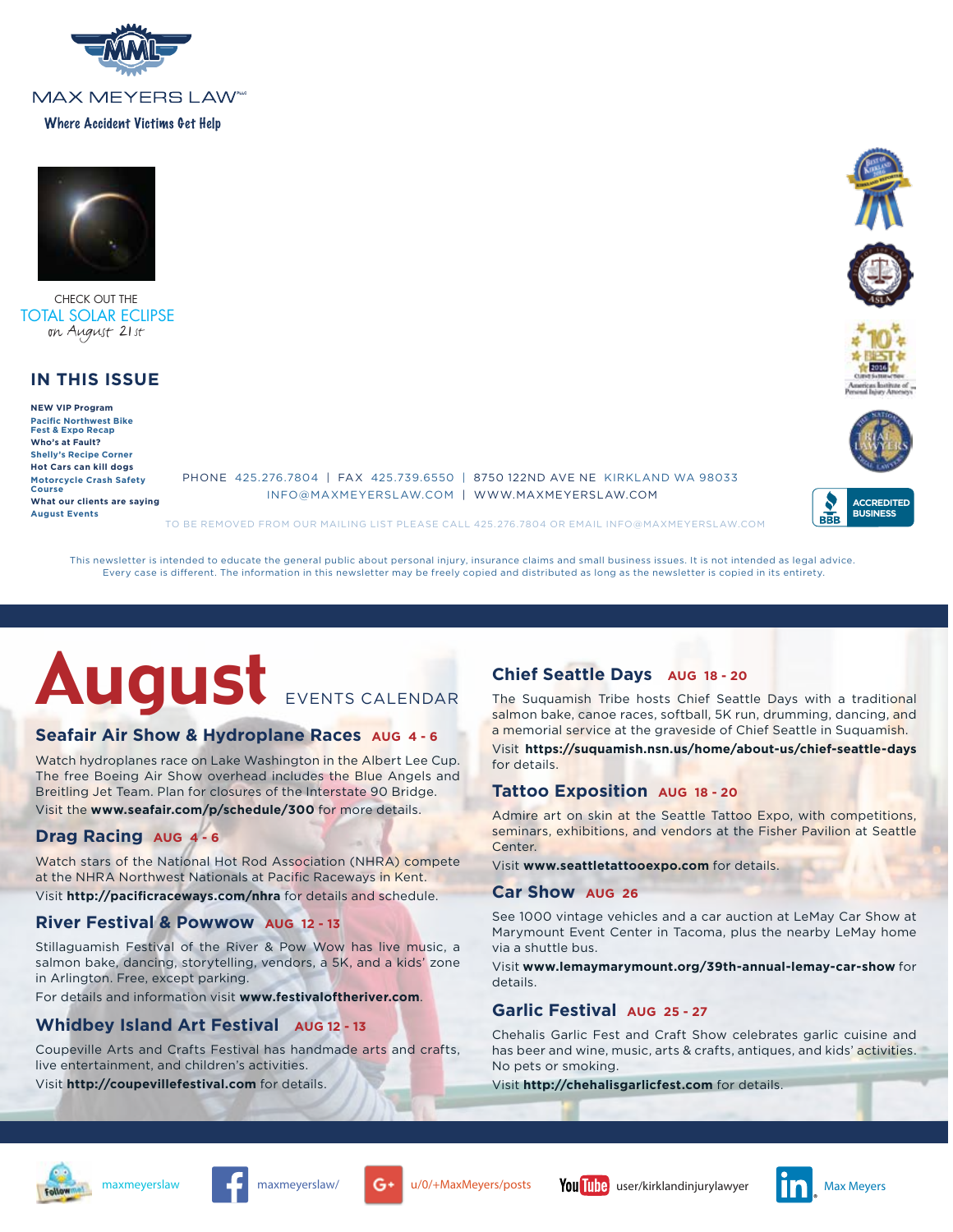MAX MEYERS LAW

Where Accident Victims Get Help

CHECK OUT THE

TOTAL SOLAR ECLIPSE

on August 21st

## IN THIS ISSUE

- **NEW VIP Program**
- **Pacific Northwest Bike Fest & Expo Recap**
- **Who's at Fault?**
- **Shelly's Recipe Corner**
- **Hot Cars can kill dogs**
- **Motorcycle Crash Safety Course**
- **What our clients are saying**
- **August Events**

PHONE 425.276.7804 | FAX 425.739.6550 | 8750 122ND AVE NE KIRKLAND WA 98033

INFO@MAXMEYERSLAW.COM | WWW.MAXMEYERSLAW.COM

TO BE REMOVED FROM OUR MAILING LIST PLEASE CALL 425.276.7804 OR EMAIL INFO@MAXMEYERSLAW.COM

ACCREDITED BUSINESS

This newsletter is intended to educate the general public about personal injury, insurance claims and small business issues. It is not intended as legal advice. Every case is different. The information in this newsletter may be freely copied and distributed as long as the newsletter is copied in its entirety.

# August EVENTS CALENDAR

### Seafair Air Show & Hydroplane Races AUG 4 - 6

Watch hydroplanes race on Lake Washington in the Albert Lee Cup. The free Boeing Air Show overhead includes the Blue Angels and Breitling Jet Team. Plan for closures of the Interstate 90 Bridge.

Visit the **www.seafair.com/p/schedule/300** for more details.

### Drag Racing AUG 4 - 6

Watch stars of the National Hot Rod Association (NHRA) compete at the NHRA Northwest Nationals at Pacific Raceways in Kent.

Visit **http://pacificraceways.com/nhra** for details and schedule.

### River Festival & Powwow AUG 12 - 13

Stillaguamish Festival of the River & Pow Wow has live music, a salmon bake, dancing, storytelling, vendors, a 5K, and a kids' zone in Arlington. Free, except parking.

For details and information visit **www.festivaloftheriver.com**.

### Whidbey Island Art Festival AUG 12 - 13

Coupeville Arts and Crafts Festival has handmade arts and crafts, live entertainment, and children's activities.

Visit **http://coupevillefestival.com** for details.

### Chief Seattle Days AUG 18 - 20

The Suquamish Tribe hosts Chief Seattle Days with a traditional salmon bake, canoe races, softball, 5K run, drumming, dancing, and a memorial service at the graveside of Chief Seattle in Suquamish.

Visit **https://suquamish.nsn.us/home/about-us/chief-seattle-days** for details.

### Tattoo Exposition AUG 18 - 20

Admire art on skin at the Seattle Tattoo Expo, with competitions, seminars, exhibitions, and vendors at the Fisher Pavilion at Seattle Center.

Visit **www.seattletattooexpo.com** for details.

### Car Show AUG 26

See 1000 vintage vehicles and a car auction at LeMay Car Show at Marymount Event Center in Tacoma, plus the nearby LeMay home via a shuttle bus.

Visit **www.lemaymarymount.org/39th-annual-lemay-car-show** for details.

### Garlic Festival AUG 25 - 27

Chehalis Garlic Fest and Craft Show celebrates garlic cuisine and has beer and wine, music, arts & crafts, antiques, and kids' activities. No pets or smoking.

Visit **http://chehalisgarlicfest.com** for details.

maxmeyerslaw | maxmeyerslaw/ | u/0/+MaxMeyers/posts | user/kirklandinjurylawyer | Max Meyers